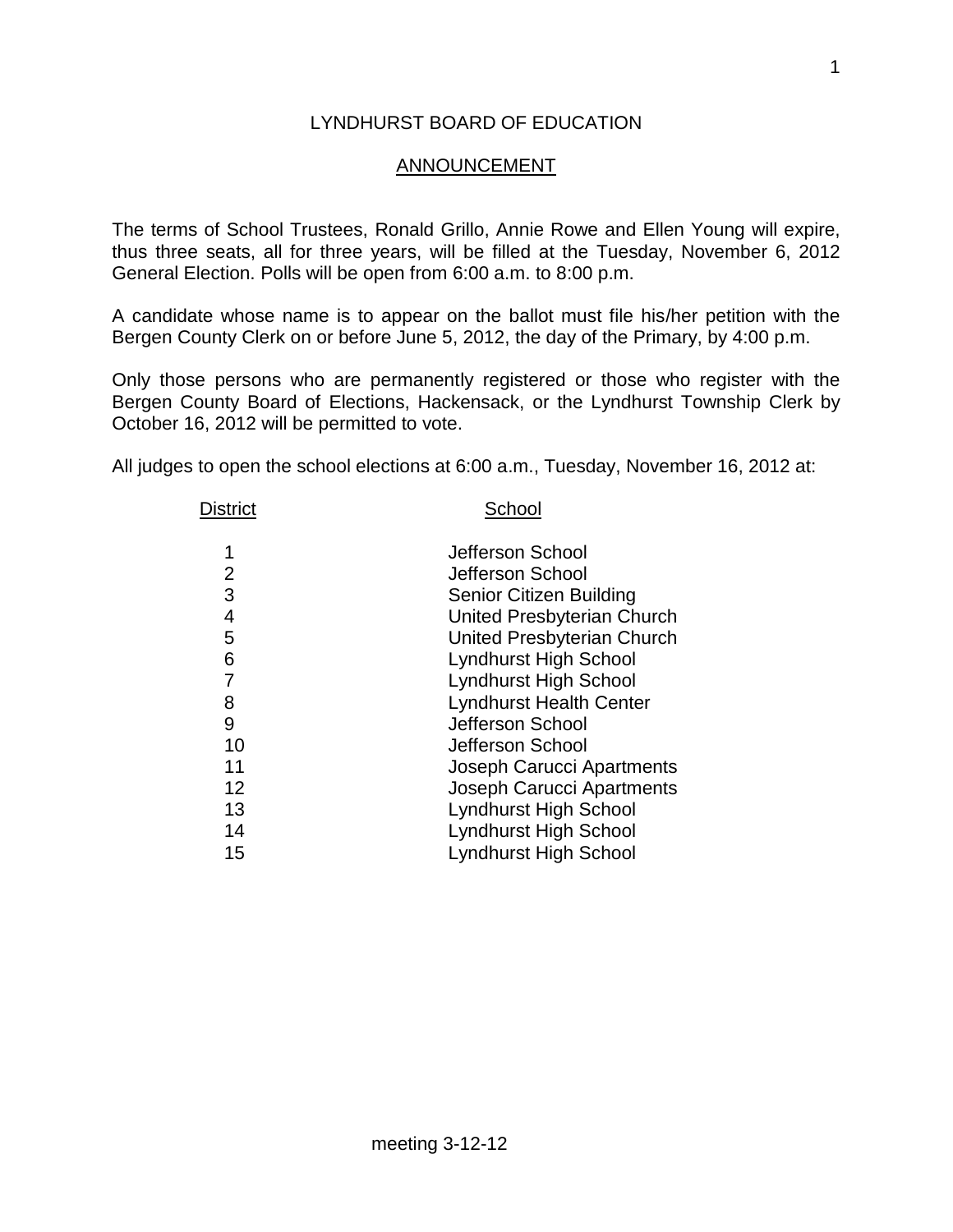# LYNDHURST BOARD OF EDUCATION

## ANNOUNCEMENT

The terms of School Trustees, Ronald Grillo, Annie Rowe and Ellen Young will expire, thus three seats, all for three years, will be filled at the Tuesday, November 6, 2012 General Election. Polls will be open from 6:00 a.m. to 8:00 p.m.

A candidate whose name is to appear on the ballot must file his/her petition with the Bergen County Clerk on or before June 5, 2012, the day of the Primary, by 4:00 p.m.

Only those persons who are permanently registered or those who register with the Bergen County Board of Elections, Hackensack, or the Lyndhurst Township Clerk by October 16, 2012 will be permitted to vote.

All judges to open the school elections at 6:00 a.m., Tuesday, November 16, 2012 at:

| District | School |
|---|---|
| 1 | Jefferson School |
| 2 | Jefferson School |
| 3 | Senior Citizen Building |
| 4 | United Presbyterian Church |
| 5 | United Presbyterian Church |
| 6 | Lyndhurst High School |
| 7 | Lyndhurst High School |
| 8 | Lyndhurst Health Center |
| 9 | Jefferson School |
| 10 | Jefferson School |
| 11 | Joseph Carucci Apartments |
| 12 | Joseph Carucci Apartments |
| 13 | Lyndhurst High School |
| 14 | Lyndhurst High School |
| 15 | Lyndhurst High School |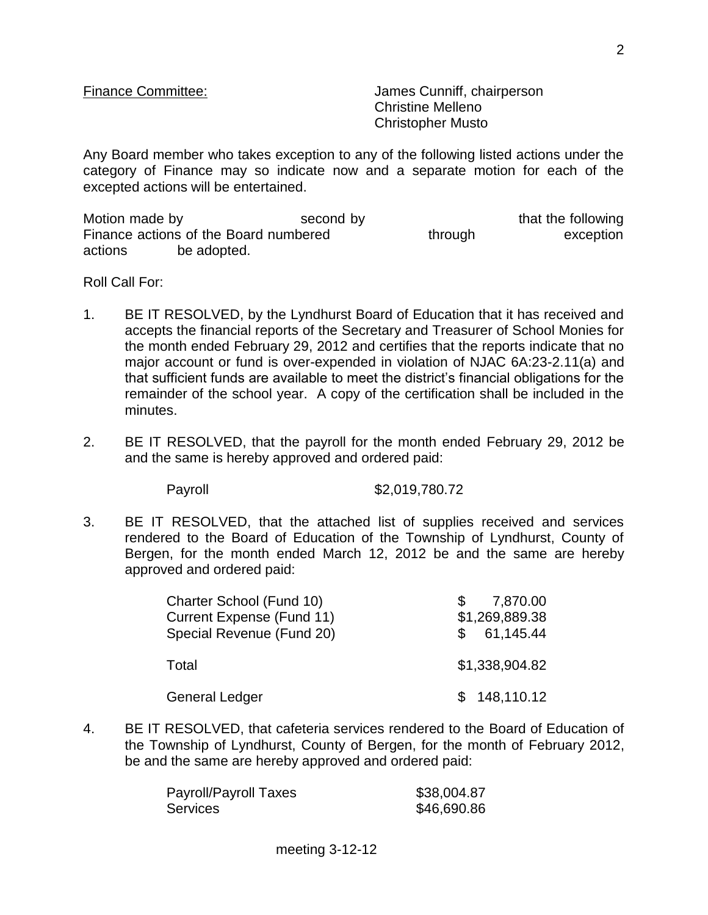Finance Committee: James Cunniff, chairperson
Christine Melleno
Christopher Musto

Any Board member who takes exception to any of the following listed actions under the category of Finance may so indicate now and a separate motion for each of the excepted actions will be entertained.

Motion made by second by that the following Finance actions of the Board numbered through exception actions be adopted.

Roll Call For:

1. BE IT RESOLVED, by the Lyndhurst Board of Education that it has received and accepts the financial reports of the Secretary and Treasurer of School Monies for the month ended February 29, 2012 and certifies that the reports indicate that no major account or fund is over-expended in violation of NJAC 6A:23-2.11(a) and that sufficient funds are available to meet the district's financial obligations for the remainder of the school year. A copy of the certification shall be included in the minutes.

2. BE IT RESOLVED, that the payroll for the month ended February 29, 2012 be and the same is hereby approved and ordered paid:

| | |
|---|---|
| Payroll | $2,019,780.72 |

3. BE IT RESOLVED, that the attached list of supplies received and services rendered to the Board of Education of the Township of Lyndhurst, County of Bergen, for the month ended March 12, 2012 be and the same are hereby approved and ordered paid:

| | |
|---|---|
| Charter School (Fund 10) | $ 7,870.00 |
| Current Expense (Fund 11) | $1,269,889.38 |
| Special Revenue (Fund 20) | $ 61,145.44 |
| Total | $1,338,904.82 |
| General Ledger | $ 148,110.12 |

4. BE IT RESOLVED, that cafeteria services rendered to the Board of Education of the Township of Lyndhurst, County of Bergen, for the month of February 2012, be and the same are hereby approved and ordered paid:

| | |
|---|---|
| Payroll/Payroll Taxes | $38,004.87 |
| Services | $46,690.86 |

meeting 3-12-12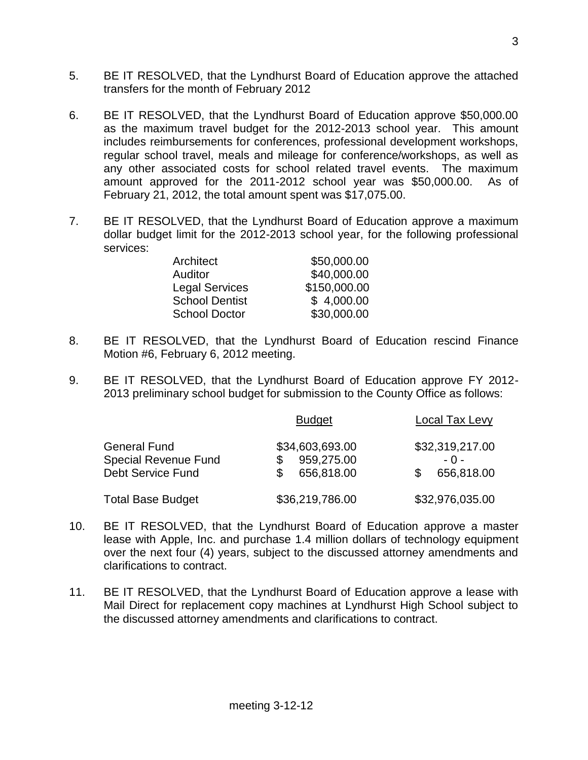5. BE IT RESOLVED, that the Lyndhurst Board of Education approve the attached transfers for the month of February 2012

6. BE IT RESOLVED, that the Lyndhurst Board of Education approve $50,000.00 as the maximum travel budget for the 2012-2013 school year. This amount includes reimbursements for conferences, professional development workshops, regular school travel, meals and mileage for conference/workshops, as well as any other associated costs for school related travel events. The maximum amount approved for the 2011-2012 school year was $50,000.00. As of February 21, 2012, the total amount spent was $17,075.00.

7. BE IT RESOLVED, that the Lyndhurst Board of Education approve a maximum dollar budget limit for the 2012-2013 school year, for the following professional services:

| | |
|---|---|
| Architect | $50,000.00 |
| Auditor | $40,000.00 |
| Legal Services | $150,000.00 |
| School Dentist | $ 4,000.00 |
| School Doctor | $30,000.00 |

8. BE IT RESOLVED, that the Lyndhurst Board of Education rescind Finance Motion #6, February 6, 2012 meeting.

9. BE IT RESOLVED, that the Lyndhurst Board of Education approve FY 2012-2013 preliminary school budget for submission to the County Office as follows:

| | Budget | Local Tax Levy |
|---|---|---|
| General Fund | $34,603,693.00 | $32,319,217.00 |
| Special Revenue Fund | $ 959,275.00 | - 0 - |
| Debt Service Fund | $ 656,818.00 | $ 656,818.00 |
| Total Base Budget | $36,219,786.00 | $32,976,035.00 |

10. BE IT RESOLVED, that the Lyndhurst Board of Education approve a master lease with Apple, Inc. and purchase 1.4 million dollars of technology equipment over the next four (4) years, subject to the discussed attorney amendments and clarifications to contract.

11. BE IT RESOLVED, that the Lyndhurst Board of Education approve a lease with Mail Direct for replacement copy machines at Lyndhurst High School subject to the discussed attorney amendments and clarifications to contract.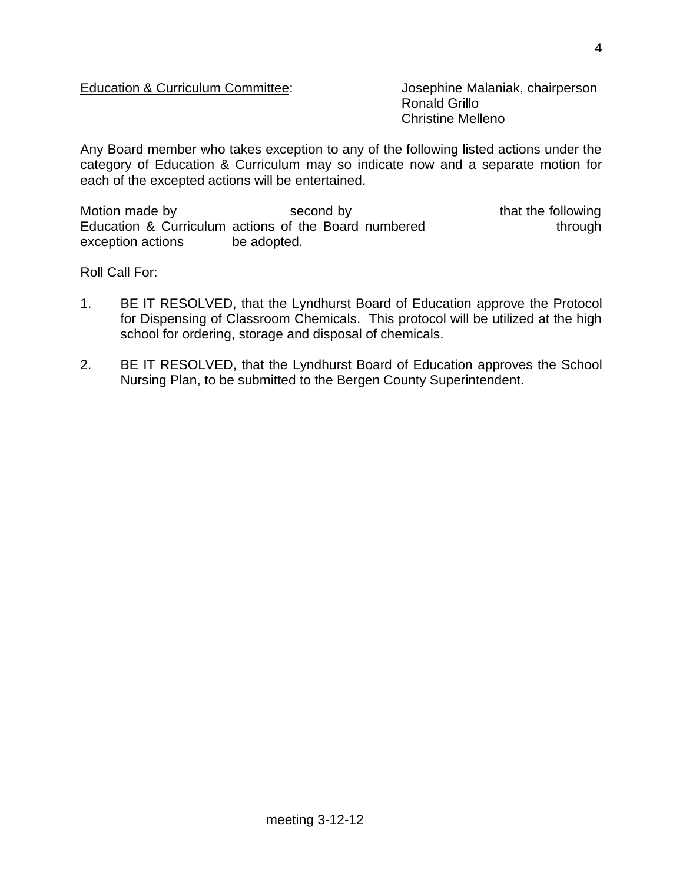Education & Curriculum Committee: Josephine Malaniak, chairperson
Ronald Grillo
Christine Melleno

Any Board member who takes exception to any of the following listed actions under the category of Education & Curriculum may so indicate now and a separate motion for each of the excepted actions will be entertained.

Motion made by second by that the following Education & Curriculum actions of the Board numbered through exception actions be adopted.

Roll Call For:

1. BE IT RESOLVED, that the Lyndhurst Board of Education approve the Protocol for Dispensing of Classroom Chemicals. This protocol will be utilized at the high school for ordering, storage and disposal of chemicals.

2. BE IT RESOLVED, that the Lyndhurst Board of Education approves the School Nursing Plan, to be submitted to the Bergen County Superintendent.

meeting 3-12-12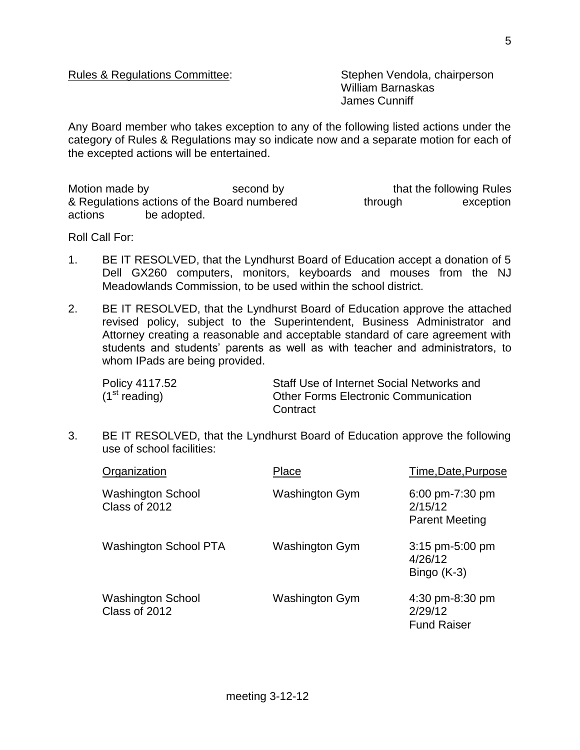Rules & Regulations Committee: Stephen Vendola, chairperson
William Barnaskas
James Cunniff

Any Board member who takes exception to any of the following listed actions under the category of Rules & Regulations may so indicate now and a separate motion for each of the excepted actions will be entertained.

Motion made by second by that the following Rules & Regulations actions of the Board numbered through exception actions be adopted.

Roll Call For:

1. BE IT RESOLVED, that the Lyndhurst Board of Education accept a donation of 5 Dell GX260 computers, monitors, keyboards and mouses from the NJ Meadowlands Commission, to be used within the school district.

2. BE IT RESOLVED, that the Lyndhurst Board of Education approve the attached revised policy, subject to the Superintendent, Business Administrator and Attorney creating a reasonable and acceptable standard of care agreement with students and students' parents as well as with teacher and administrators, to whom IPads are being provided.

   | | |
   |---|---|
   | Policy 4117.52 (1st reading) | Staff Use of Internet Social Networks and Other Forms Electronic Communication Contract |

3. BE IT RESOLVED, that the Lyndhurst Board of Education approve the following use of school facilities:

   | Organization | Place | Time,Date,Purpose |
   |---|---|---|
   | Washington School Class of 2012 | Washington Gym | 6:00 pm-7:30 pm 2/15/12 Parent Meeting |
   | Washington School PTA | Washington Gym | 3:15 pm-5:00 pm 4/26/12 Bingo (K-3) |
   | Washington School Class of 2012 | Washington Gym | 4:30 pm-8:30 pm 2/29/12 Fund Raiser |

meeting 3-12-12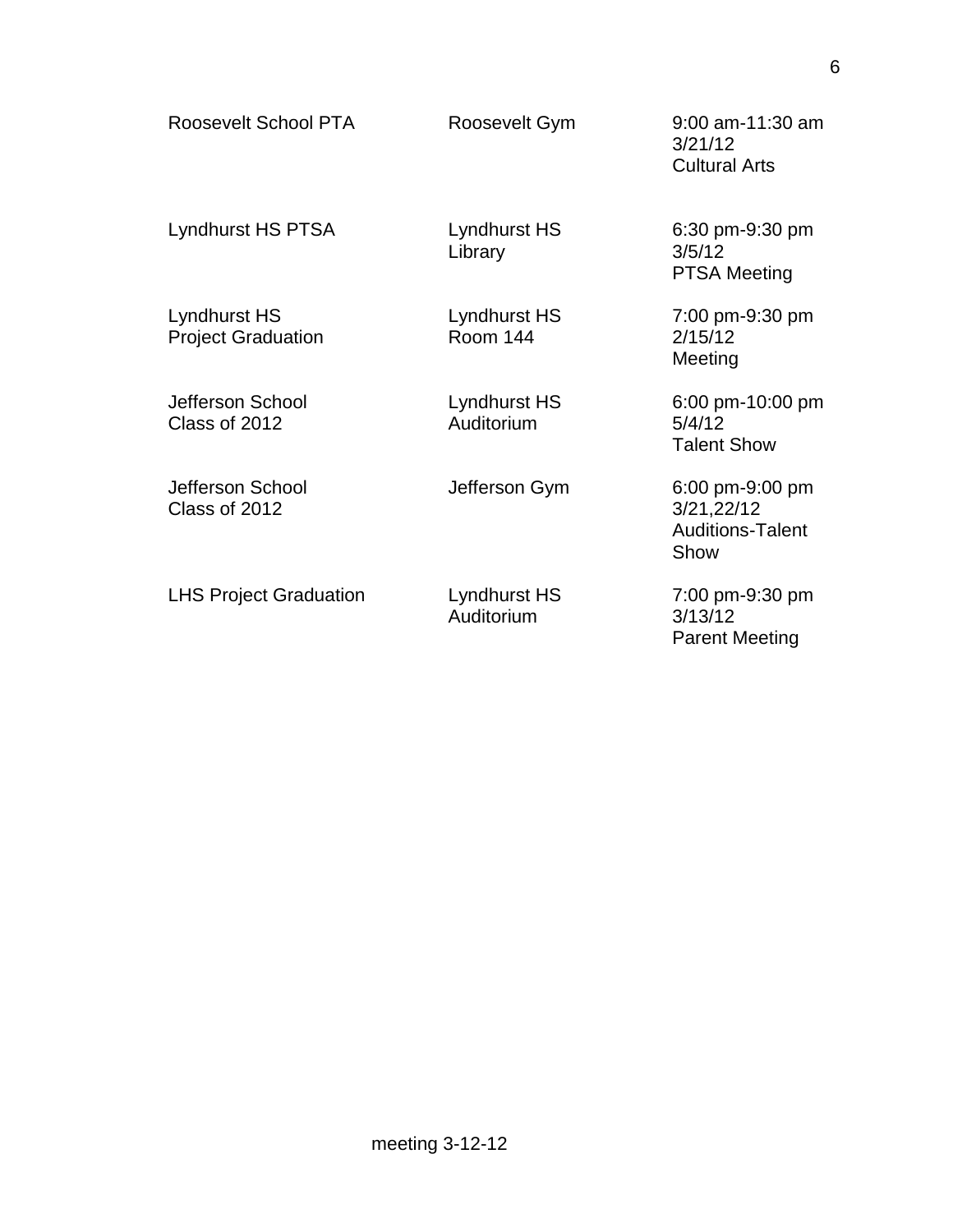| | | |
|---|---|---|
| Roosevelt School PTA | Roosevelt Gym | 9:00 am-11:30 am<br>3/21/12<br>Cultural Arts |
| Lyndhurst HS PTSA | Lyndhurst HS<br>Library | 6:30 pm-9:30 pm<br>3/5/12<br>PTSA Meeting |
| Lyndhurst HS<br>Project Graduation | Lyndhurst HS<br>Room 144 | 7:00 pm-9:30 pm<br>2/15/12<br>Meeting |
| Jefferson School<br>Class of 2012 | Lyndhurst HS<br>Auditorium | 6:00 pm-10:00 pm<br>5/4/12<br>Talent Show |
| Jefferson School<br>Class of 2012 | Jefferson Gym | 6:00 pm-9:00 pm<br>3/21,22/12<br>Auditions-Talent Show |
| LHS Project Graduation | Lyndhurst HS<br>Auditorium | 7:00 pm-9:30 pm<br>3/13/12<br>Parent Meeting |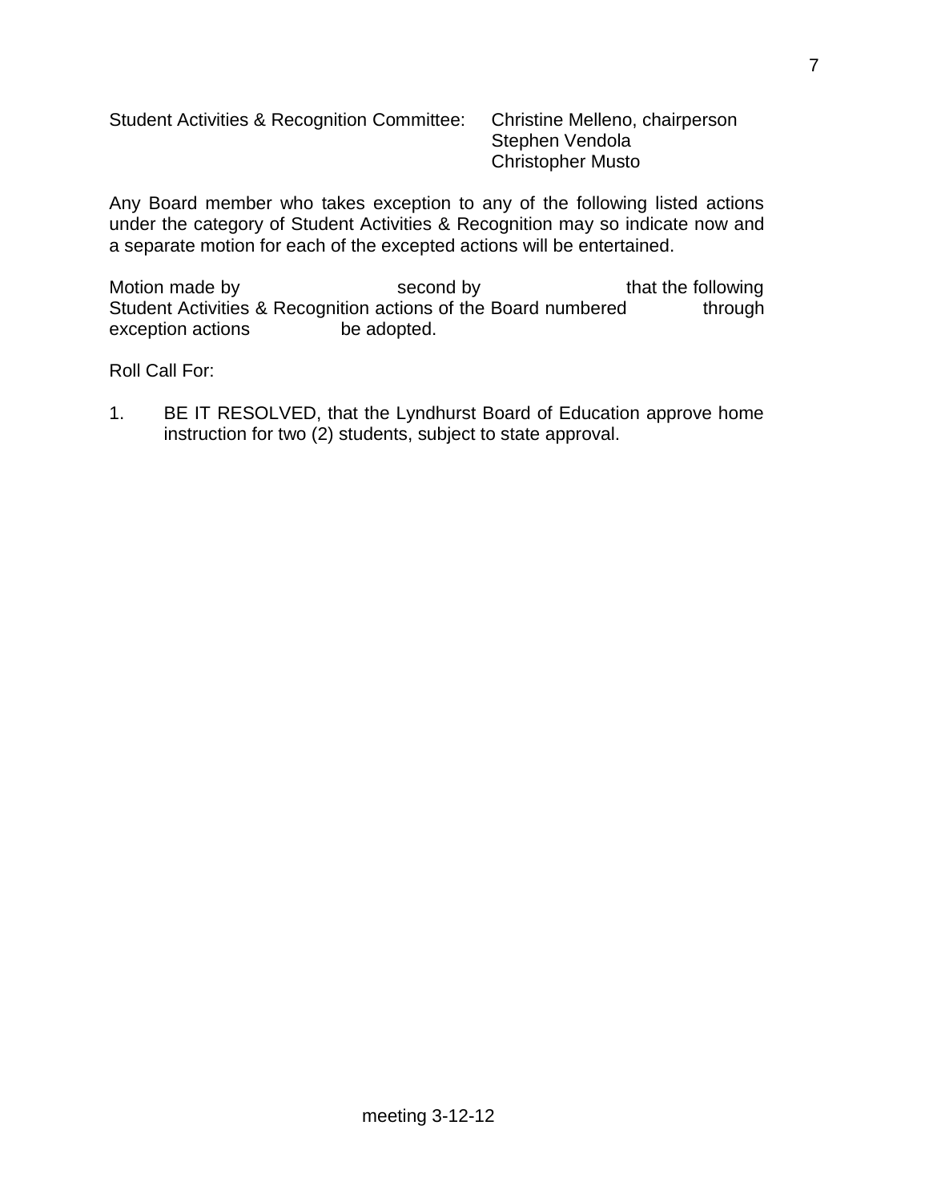Student Activities & Recognition Committee: Christine Melleno, chairperson
Stephen Vendola
Christopher Musto

Any Board member who takes exception to any of the following listed actions under the category of Student Activities & Recognition may so indicate now and a separate motion for each of the excepted actions will be entertained.

Motion made by second by that the following Student Activities & Recognition actions of the Board numbered through exception actions be adopted.

Roll Call For:

1. BE IT RESOLVED, that the Lyndhurst Board of Education approve home instruction for two (2) students, subject to state approval.

meeting 3-12-12